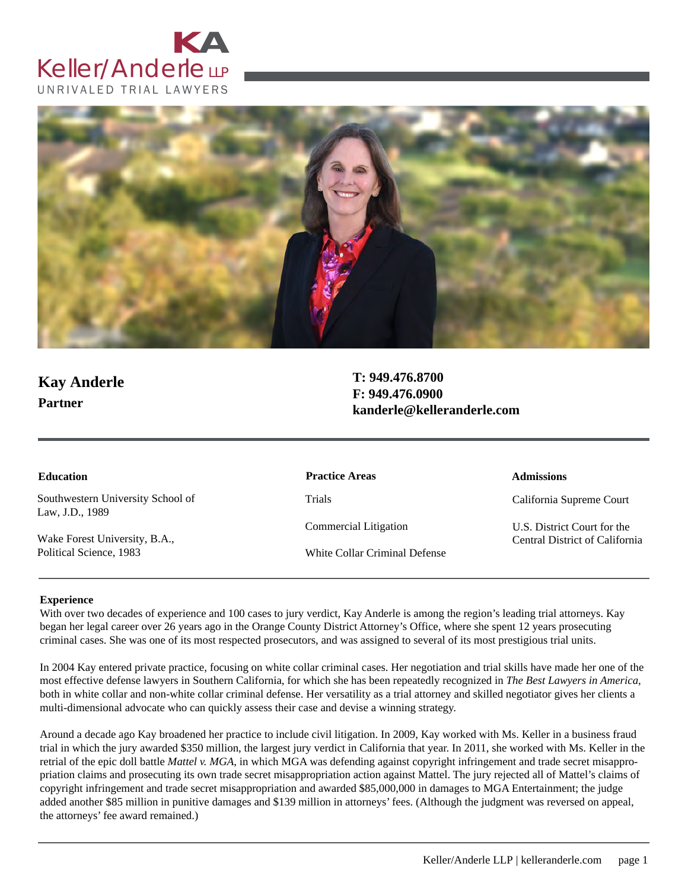Keller/Anderle LLP

UNRIVALED TRIAL LAWYERS

# Kay Anderle

**Partner**

**T: 949.476.8700**
**F: 949.476.0900**
**kanderle@kelleranderle.com**

### Education

Southwestern University School of Law, J.D., 1989

Wake Forest University, B.A., Political Science, 1983

### Practice Areas

Trials

Commercial Litigation

White Collar Criminal Defense

### Admissions

California Supreme Court

U.S. District Court for the Central District of California

### Experience

With over two decades of experience and 100 cases to jury verdict, Kay Anderle is among the region's leading trial attorneys. Kay began her legal career over 26 years ago in the Orange County District Attorney's Office, where she spent 12 years prosecuting criminal cases. She was one of its most respected prosecutors, and was assigned to several of its most prestigious trial units.

In 2004 Kay entered private practice, focusing on white collar criminal cases. Her negotiation and trial skills have made her one of the most effective defense lawyers in Southern California, for which she has been repeatedly recognized in *The Best Lawyers in America*, both in white collar and non-white collar criminal defense. Her versatility as a trial attorney and skilled negotiator gives her clients a multi-dimensional advocate who can quickly assess their case and devise a winning strategy.

Around a decade ago Kay broadened her practice to include civil litigation. In 2009, Kay worked with Ms. Keller in a business fraud trial in which the jury awarded $350 million, the largest jury verdict in California that year. In 2011, she worked with Ms. Keller in the retrial of the epic doll battle *Mattel v. MGA*, in which MGA was defending against copyright infringement and trade secret misappropriation claims and prosecuting its own trade secret misappropriation action against Mattel. The jury rejected all of Mattel's claims of copyright infringement and trade secret misappropriation and awarded $85,000,000 in damages to MGA Entertainment; the judge added another $85 million in punitive damages and $139 million in attorneys' fees. (Although the judgment was reversed on appeal, the attorneys' fee award remained.)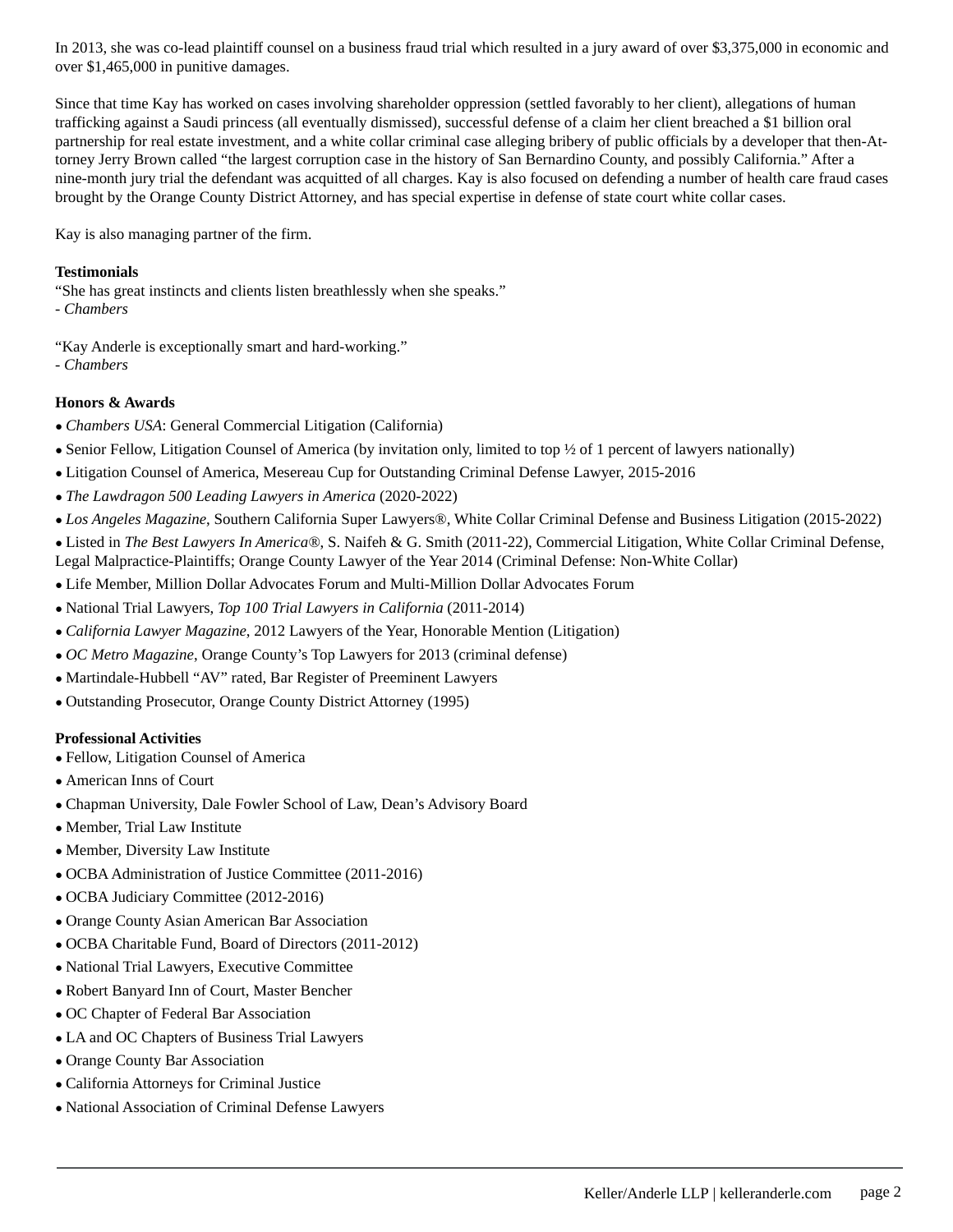In 2013, she was co-lead plaintiff counsel on a business fraud trial which resulted in a jury award of over $3,375,000 in economic and over $1,465,000 in punitive damages.

Since that time Kay has worked on cases involving shareholder oppression (settled favorably to her client), allegations of human trafficking against a Saudi princess (all eventually dismissed), successful defense of a claim her client breached a $1 billion oral partnership for real estate investment, and a white collar criminal case alleging bribery of public officials by a developer that then-Attorney Jerry Brown called "the largest corruption case in the history of San Bernardino County, and possibly California." After a nine-month jury trial the defendant was acquitted of all charges. Kay is also focused on defending a number of health care fraud cases brought by the Orange County District Attorney, and has special expertise in defense of state court white collar cases.

Kay is also managing partner of the firm.

**Testimonials**

"She has great instincts and clients listen breathlessly when she speaks."
*- Chambers*

"Kay Anderle is exceptionally smart and hard-working."
*- Chambers*

**Honors & Awards**

- *Chambers USA*: General Commercial Litigation (California)
- Senior Fellow, Litigation Counsel of America (by invitation only, limited to top ½ of 1 percent of lawyers nationally)
- Litigation Counsel of America, Mesereau Cup for Outstanding Criminal Defense Lawyer, 2015-2016
- *The Lawdragon 500 Leading Lawyers in America* (2020-2022)
- *Los Angeles Magazine*, Southern California Super Lawyers®, White Collar Criminal Defense and Business Litigation (2015-2022)
- Listed in *The Best Lawyers In America®*, S. Naifeh & G. Smith (2011-22), Commercial Litigation, White Collar Criminal Defense, Legal Malpractice-Plaintiffs; Orange County Lawyer of the Year 2014 (Criminal Defense: Non-White Collar)
- Life Member, Million Dollar Advocates Forum and Multi-Million Dollar Advocates Forum
- National Trial Lawyers, *Top 100 Trial Lawyers in California* (2011-2014)
- *California Lawyer Magazine*, 2012 Lawyers of the Year, Honorable Mention (Litigation)
- *OC Metro Magazine*, Orange County's Top Lawyers for 2013 (criminal defense)
- Martindale-Hubbell "AV" rated, Bar Register of Preeminent Lawyers
- Outstanding Prosecutor, Orange County District Attorney (1995)

**Professional Activities**

- Fellow, Litigation Counsel of America
- American Inns of Court
- Chapman University, Dale Fowler School of Law, Dean's Advisory Board
- Member, Trial Law Institute
- Member, Diversity Law Institute
- OCBA Administration of Justice Committee (2011-2016)
- OCBA Judiciary Committee (2012-2016)
- Orange County Asian American Bar Association
- OCBA Charitable Fund, Board of Directors (2011-2012)
- National Trial Lawyers, Executive Committee
- Robert Banyard Inn of Court, Master Bencher
- OC Chapter of Federal Bar Association
- LA and OC Chapters of Business Trial Lawyers
- Orange County Bar Association
- California Attorneys for Criminal Justice
- National Association of Criminal Defense Lawyers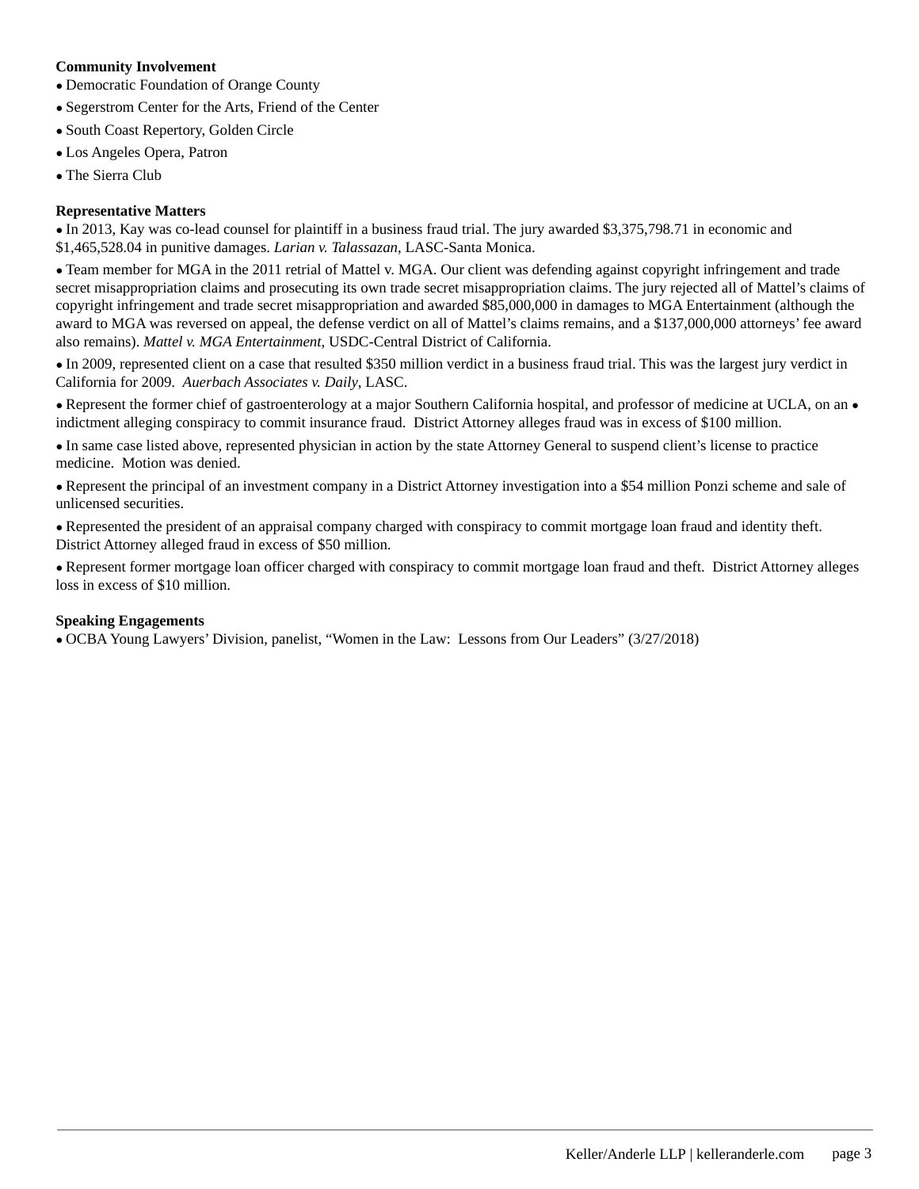**Community Involvement**

- Democratic Foundation of Orange County
- Segerstrom Center for the Arts, Friend of the Center
- South Coast Repertory, Golden Circle
- Los Angeles Opera, Patron
- The Sierra Club

**Representative Matters**

- In 2013, Kay was co-lead counsel for plaintiff in a business fraud trial. The jury awarded $3,375,798.71 in economic and $1,465,528.04 in punitive damages. *Larian v. Talassazan*, LASC-Santa Monica.
- Team member for MGA in the 2011 retrial of Mattel v. MGA. Our client was defending against copyright infringement and trade secret misappropriation claims and prosecuting its own trade secret misappropriation claims. The jury rejected all of Mattel's claims of copyright infringement and trade secret misappropriation and awarded $85,000,000 in damages to MGA Entertainment (although the award to MGA was reversed on appeal, the defense verdict on all of Mattel's claims remains, and a $137,000,000 attorneys' fee award also remains). *Mattel v. MGA Entertainment*, USDC-Central District of California.
- In 2009, represented client on a case that resulted $350 million verdict in a business fraud trial. This was the largest jury verdict in California for 2009. *Auerbach Associates v. Daily*, LASC.
- Represent the former chief of gastroenterology at a major Southern California hospital, and professor of medicine at UCLA, on an • indictment alleging conspiracy to commit insurance fraud. District Attorney alleges fraud was in excess of $100 million.
- In same case listed above, represented physician in action by the state Attorney General to suspend client's license to practice medicine. Motion was denied.
- Represent the principal of an investment company in a District Attorney investigation into a $54 million Ponzi scheme and sale of unlicensed securities.
- Represented the president of an appraisal company charged with conspiracy to commit mortgage loan fraud and identity theft. District Attorney alleged fraud in excess of $50 million.
- Represent former mortgage loan officer charged with conspiracy to commit mortgage loan fraud and theft. District Attorney alleges loss in excess of $10 million.

**Speaking Engagements**

- OCBA Young Lawyers' Division, panelist, "Women in the Law: Lessons from Our Leaders" (3/27/2018)